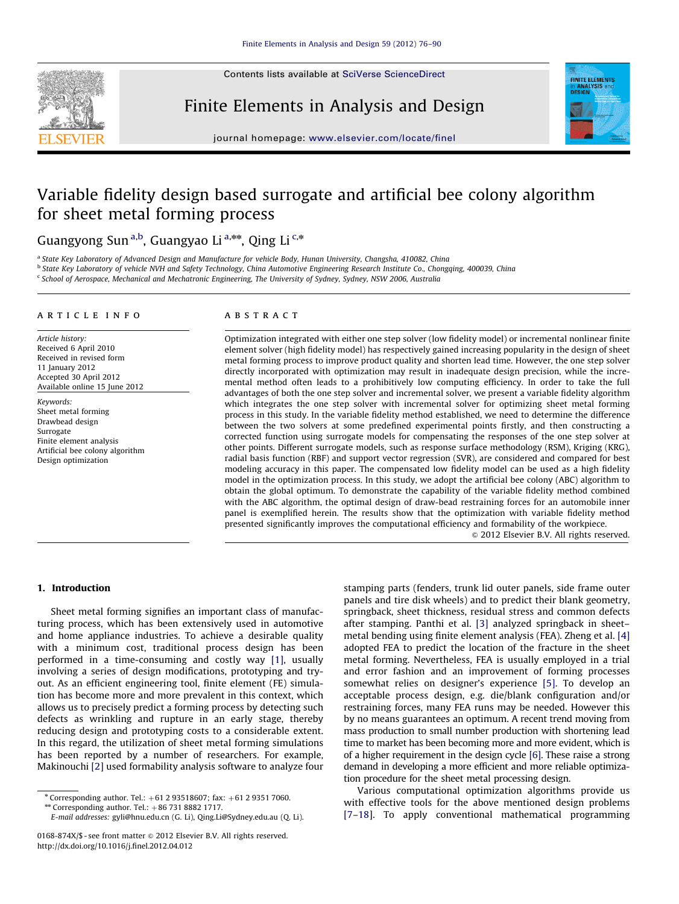# Variable fidelity design based surrogate and artificial bee colony algorithm for sheet metal forming process

Guangyong Sun [a,b], Guangyao Li [a,**], Qing Li [c,*]

[a] State Key Laboratory of Advanced Design and Manufacture for vehicle Body, Hunan University, Changsha, 410082, China
[b] State Key Laboratory of vehicle NVH and Safety Technology, China Automotive Engineering Research Institute Co., Chongqing, 400039, China
[c] School of Aerospace, Mechanical and Mechatronic Engineering, The University of Sydney, Sydney, NSW 2006, Australia

## ARTICLE INFO

*Article history:*
Received 6 April 2010
Received in revised form
11 January 2012
Accepted 30 April 2012
Available online 15 June 2012

*Keywords:*
Sheet metal forming
Drawbead design
Surrogate
Finite element analysis
Artificial bee colony algorithm
Design optimization

## ABSTRACT

Optimization integrated with either one step solver (low fidelity model) or incremental nonlinear finite element solver (high fidelity model) has respectively gained increasing popularity in the design of sheet metal forming process to improve product quality and shorten lead time. However, the one step solver directly incorporated with optimization may result in inadequate design precision, while the incremental method often leads to a prohibitively low computing efficiency. In order to take the full advantages of both the one step solver and incremental solver, we present a variable fidelity algorithm which integrates the one step solver with incremental solver for optimizing sheet metal forming process in this study. In the variable fidelity method established, we need to determine the difference between the two solvers at some predefined experimental points firstly, and then constructing a corrected function using surrogate models for compensating the responses of the one step solver at other points. Different surrogate models, such as response surface methodology (RSM), Kriging (KRG), radial basis function (RBF) and support vector regression (SVR), are considered and compared for best modeling accuracy in this paper. The compensated low fidelity model can be used as a high fidelity model in the optimization process. In this study, we adopt the artificial bee colony (ABC) algorithm to obtain the global optimum. To demonstrate the capability of the variable fidelity method combined with the ABC algorithm, the optimal design of draw-bead restraining forces for an automobile inner panel is exemplified herein. The results show that the optimization with variable fidelity method presented significantly improves the computational efficiency and formability of the workpiece.

© 2012 Elsevier B.V. All rights reserved.

## 1. Introduction

Sheet metal forming signifies an important class of manufacturing process, which has been extensively used in automotive and home appliance industries. To achieve a desirable quality with a minimum cost, traditional process design has been performed in a time-consuming and costly way [1], usually involving a series of design modifications, prototyping and try-out. As an efficient engineering tool, finite element (FE) simulation has become more and more prevalent in this context, which allows us to precisely predict a forming process by detecting such defects as wrinkling and rupture in an early stage, thereby reducing design and prototyping costs to a considerable extent. In this regard, the utilization of sheet metal forming simulations has been reported by a number of researchers. For example, Makinouchi [2] used formability analysis software to analyze four stamping parts (fenders, trunk lid outer panels, side frame outer panels and tire disk wheels) and to predict their blank geometry, springback, sheet thickness, residual stress and common defects after stamping. Panthi et al. [3] analyzed springback in sheet–metal bending using finite element analysis (FEA). Zheng et al. [4] adopted FEA to predict the location of the fracture in the sheet metal forming. Nevertheless, FEA is usually employed in a trial and error fashion and an improvement of forming processes somewhat relies on designer's experience [5]. To develop an acceptable process design, e.g. die/blank configuration and/or restraining forces, many FEA runs may be needed. However this by no means guarantees an optimum. A recent trend moving from mass production to small number production with shortening lead time to market has been becoming more and more evident, which is of a higher requirement in the design cycle [6]. These raise a strong demand in developing a more efficient and more reliable optimization procedure for the sheet metal processing design.

Various computational optimization algorithms provide us with effective tools for the above mentioned design problems [7–18]. To apply conventional mathematical programming

---

* Corresponding author. Tel.: +61 2 93518607; fax: +61 2 9351 7060.
** Corresponding author. Tel.: +86 731 8882 1717.
E-mail addresses: gyli@hnu.edu.cn (G. Li), Qing.Li@Sydney.edu.au (Q. Li).

0168-874X/$ - see front matter © 2012 Elsevier B.V. All rights reserved.
http://dx.doi.org/10.1016/j.finel.2012.04.012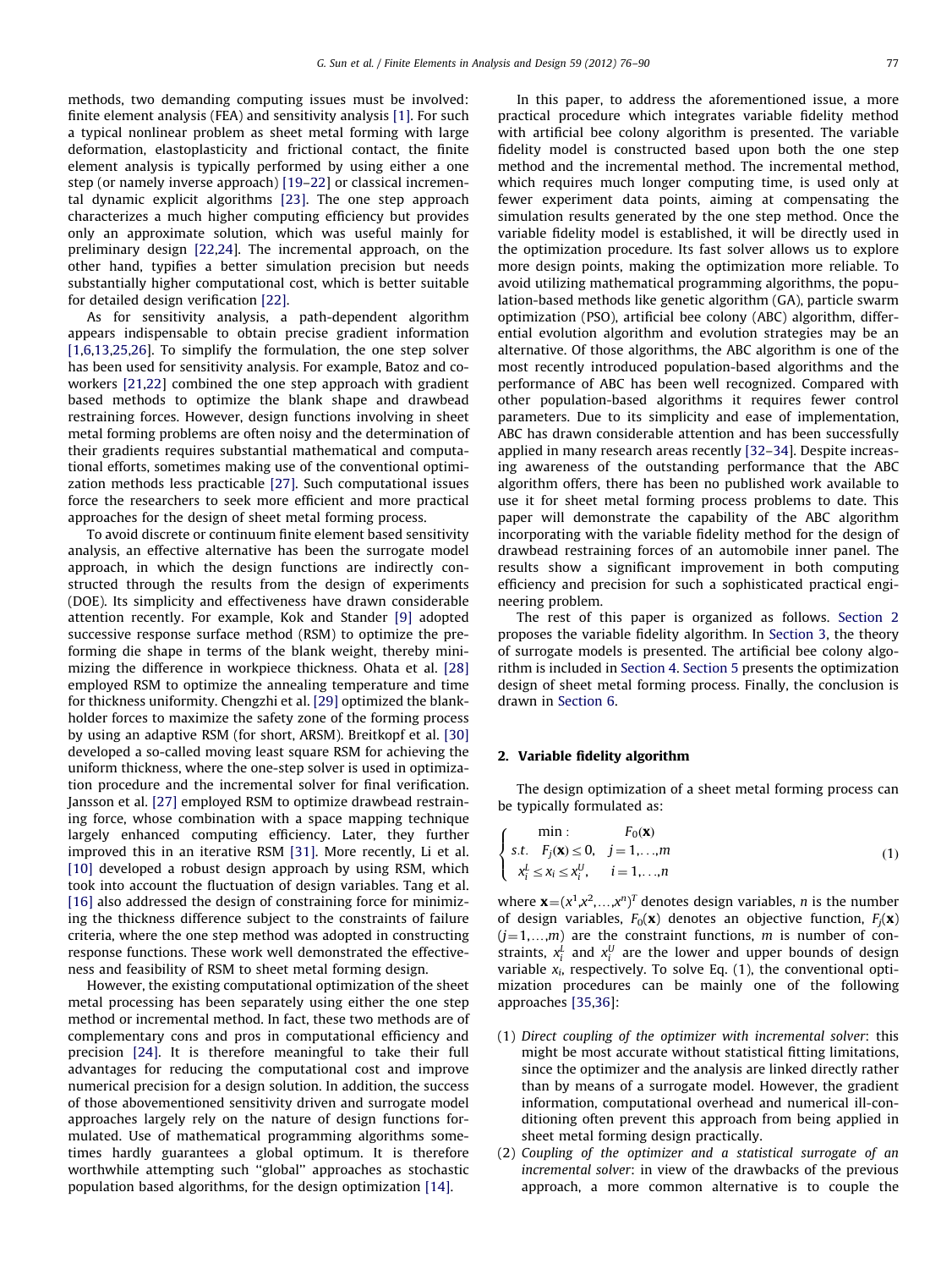methods, two demanding computing issues must be involved: finite element analysis (FEA) and sensitivity analysis [1]. For such a typical nonlinear problem as sheet metal forming with large deformation, elastoplasticity and frictional contact, the finite element analysis is typically performed by using either a one step (or namely inverse approach) [19–22] or classical incremental dynamic explicit algorithms [23]. The one step approach characterizes a much higher computing efficiency but provides only an approximate solution, which was useful mainly for preliminary design [22,24]. The incremental approach, on the other hand, typifies a better simulation precision but needs substantially higher computational cost, which is better suitable for detailed design verification [22].

As for sensitivity analysis, a path-dependent algorithm appears indispensable to obtain precise gradient information [1,6,13,25,26]. To simplify the formulation, the one step solver has been used for sensitivity analysis. For example, Batoz and coworkers [21,22] combined the one step approach with gradient based methods to optimize the blank shape and drawbead restraining forces. However, design functions involving in sheet metal forming problems are often noisy and the determination of their gradients requires substantial mathematical and computational efforts, sometimes making use of the conventional optimization methods less practicable [27]. Such computational issues force the researchers to seek more efficient and more practical approaches for the design of sheet metal forming process.

To avoid discrete or continuum finite element based sensitivity analysis, an effective alternative has been the surrogate model approach, in which the design functions are indirectly constructed through the results from the design of experiments (DOE). Its simplicity and effectiveness have drawn considerable attention recently. For example, Kok and Stander [9] adopted successive response surface method (RSM) to optimize the preforming die shape in terms of the blank weight, thereby minimizing the difference in workpiece thickness. Ohata et al. [28] employed RSM to optimize the annealing temperature and time for thickness uniformity. Chengzhi et al. [29] optimized the blankholder forces to maximize the safety zone of the forming process by using an adaptive RSM (for short, ARSM). Breitkopf et al. [30] developed a so-called moving least square RSM for achieving the uniform thickness, where the one-step solver is used in optimization procedure and the incremental solver for final verification. Jansson et al. [27] employed RSM to optimize drawbead restraining force, whose combination with a space mapping technique largely enhanced computing efficiency. Later, they further improved this in an iterative RSM [31]. More recently, Li et al. [10] developed a robust design approach by using RSM, which took into account the fluctuation of design variables. Tang et al. [16] also addressed the design of constraining force for minimizing the thickness difference subject to the constraints of failure criteria, where the one step method was adopted in constructing response functions. These work well demonstrated the effectiveness and feasibility of RSM to sheet metal forming design.

However, the existing computational optimization of the sheet metal processing has been separately using either the one step method or incremental method. In fact, these two methods are of complementary cons and pros in computational efficiency and precision [24]. It is therefore meaningful to take their full advantages for reducing the computational cost and improve numerical precision for a design solution. In addition, the success of those abovementioned sensitivity driven and surrogate model approaches largely rely on the nature of design functions formulated. Use of mathematical programming algorithms sometimes hardly guarantees a global optimum. It is therefore worthwhile attempting such "global" approaches as stochastic population based algorithms, for the design optimization [14].

In this paper, to address the aforementioned issue, a more practical procedure which integrates variable fidelity method with artificial bee colony algorithm is presented. The variable fidelity model is constructed based upon both the one step method and the incremental method. The incremental method, which requires much longer computing time, is used only at fewer experiment data points, aiming at compensating the simulation results generated by the one step method. Once the variable fidelity model is established, it will be directly used in the optimization procedure. Its fast solver allows us to explore more design points, making the optimization more reliable. To avoid utilizing mathematical programming algorithms, the population-based methods like genetic algorithm (GA), particle swarm optimization (PSO), artificial bee colony (ABC) algorithm, differential evolution algorithm and evolution strategies may be an alternative. Of those algorithms, the ABC algorithm is one of the most recently introduced population-based algorithms and the performance of ABC has been well recognized. Compared with other population-based algorithms it requires fewer control parameters. Due to its simplicity and ease of implementation, ABC has drawn considerable attention and has been successfully applied in many research areas recently [32–34]. Despite increasing awareness of the outstanding performance that the ABC algorithm offers, there has been no published work available to use it for sheet metal forming process problems to date. This paper will demonstrate the capability of the ABC algorithm incorporating with the variable fidelity method for the design of drawbead restraining forces of an automobile inner panel. The results show a significant improvement in both computing efficiency and precision for such a sophisticated practical engineering problem.

The rest of this paper is organized as follows. Section 2 proposes the variable fidelity algorithm. In Section 3, the theory of surrogate models is presented. The artificial bee colony algorithm is included in Section 4. Section 5 presents the optimization design of sheet metal forming process. Finally, the conclusion is drawn in Section 6.

## 2. Variable fidelity algorithm

The design optimization of a sheet metal forming process can be typically formulated as:

$$\begin{cases} \min: & F_0(\mathbf{x}) \\ s.t. & F_j(\mathbf{x}) \le 0, \quad j=1,\ldots,m \\ & x_i^L \le x_i \le x_i^U, \quad i=1,\ldots,n \end{cases} \tag{1}$$

where $\mathbf{x}=(x^1,x^2,\ldots,x^n)^T$ denotes design variables, $n$ is the number of design variables, $F_0(\mathbf{x})$ denotes an objective function, $F_j(\mathbf{x})$ ($j=1,\ldots,m$) are the constraint functions, $m$ is number of constraints, $x_i^L$ and $x_i^U$ are the lower and upper bounds of design variable $x_i$, respectively. To solve Eq. (1), the conventional optimization procedures can be mainly one of the following approaches [35,36]:

(1) *Direct coupling of the optimizer with incremental solver*: this might be most accurate without statistical fitting limitations, since the optimizer and the analysis are linked directly rather than by means of a surrogate model. However, the gradient information, computational overhead and numerical ill-conditioning often prevent this approach from being applied in sheet metal forming design practically.
(2) *Coupling of the optimizer and a statistical surrogate of an incremental solver*: in view of the drawbacks of the previous approach, a more common alternative is to couple the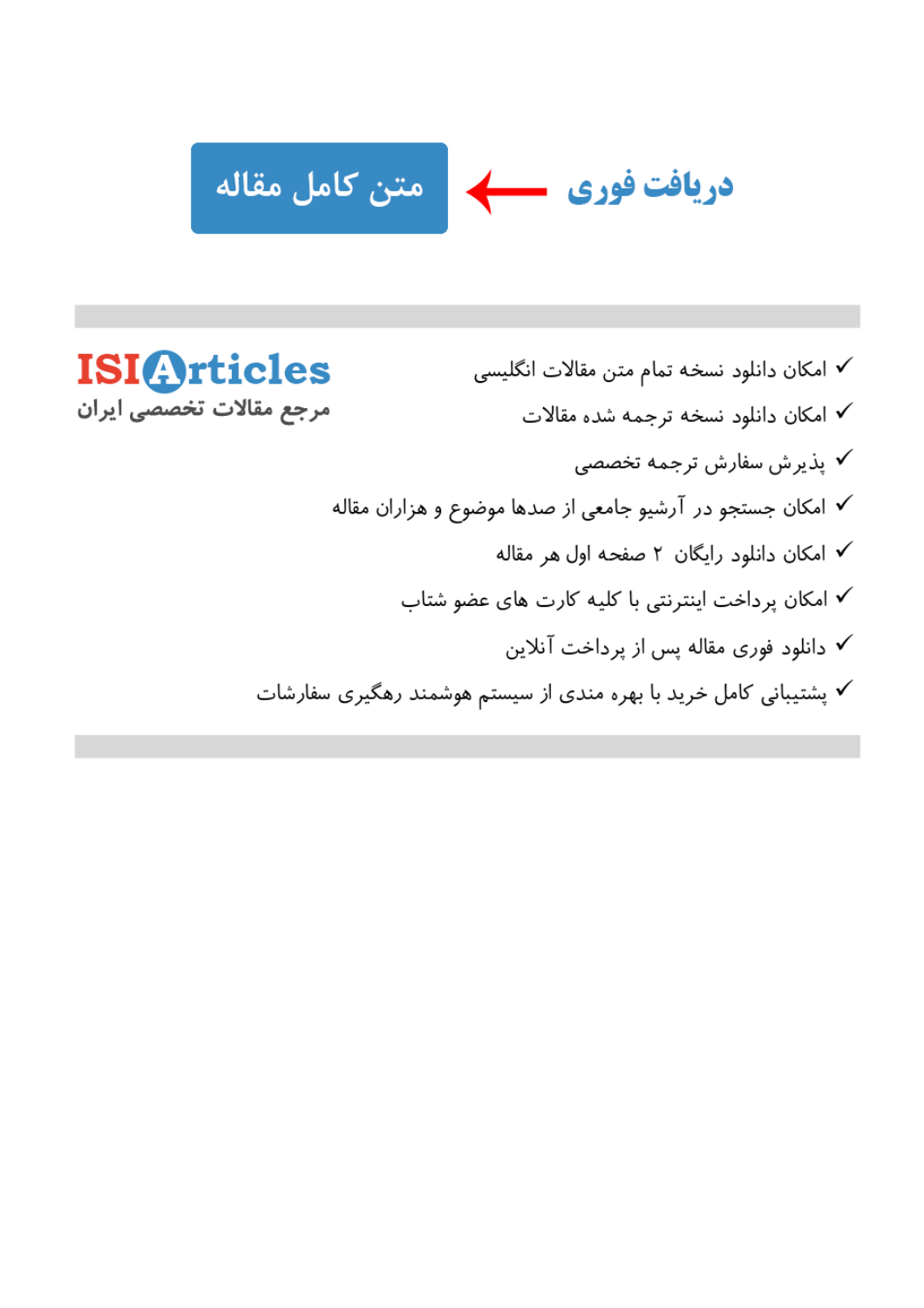دریافت فوری ← متن کامل مقاله

ISIArticles

مرجع مقالات تخصصی ایران

- ✓ امکان دانلود نسخه تمام متن مقالات انگلیسی
- ✓ امکان دانلود نسخه ترجمه شده مقالات
- ✓ پذیرش سفارش ترجمه تخصصی
- ✓ امکان جستجو در آرشیو جامعی از صدها موضوع و هزاران مقاله
- ✓ امکان دانلود رایگان ۲ صفحه اول هر مقاله
- ✓ امکان پرداخت اینترنتی با کلیه کارت های عضو شتاب
- ✓ دانلود فوری مقاله پس از پرداخت آنلاین
- ✓ پشتیبانی کامل خرید با بهره مندی از سیستم هوشمند رهگیری سفارشات